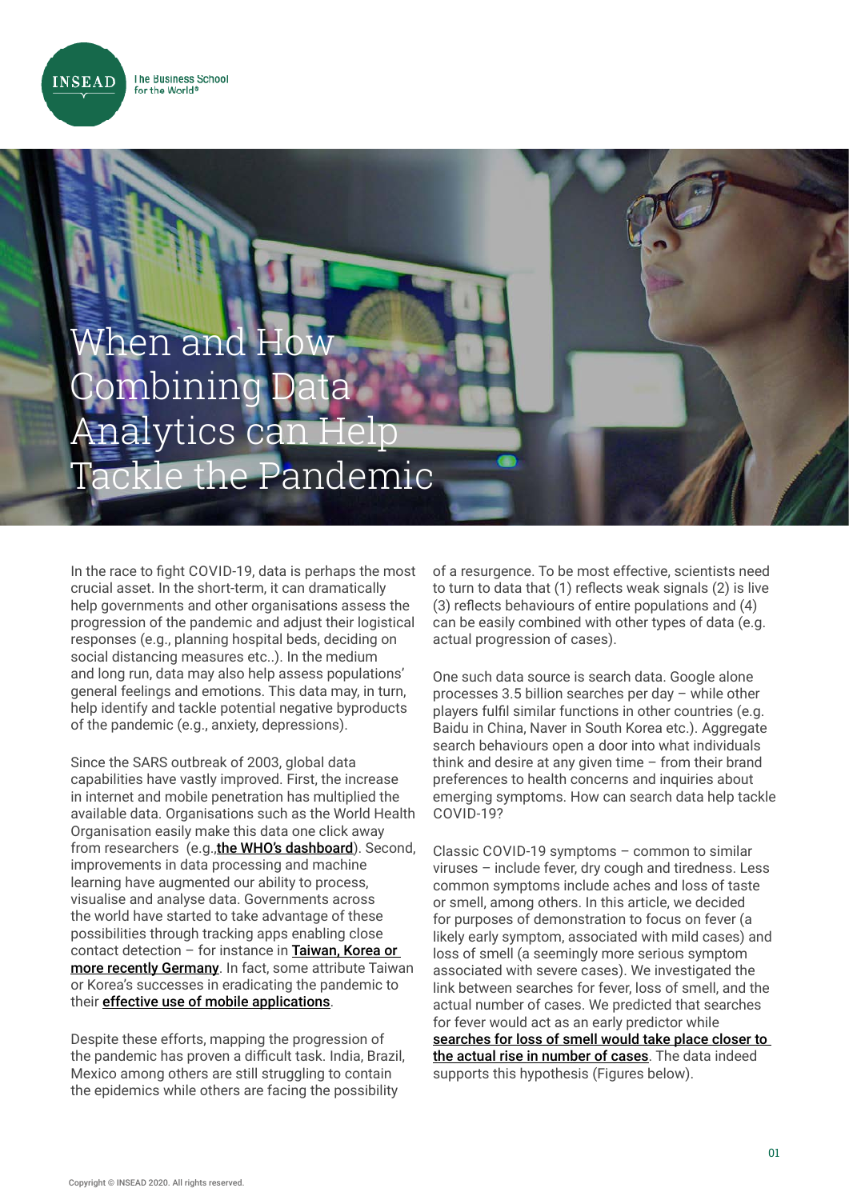# When and How Combining Data Analytics can Help Tackle the Pandemic

In the race to fight COVID-19, data is perhaps the most crucial asset. In the short-term, it can dramatically help governments and other organisations assess the progression of the pandemic and adjust their logistical responses (e.g., planning hospital beds, deciding on social distancing measures etc..). In the medium and long run, data may also help assess populations' general feelings and emotions. This data may, in turn, help identify and tackle potential negative byproducts of the pandemic (e.g., anxiety, depressions).

Since the SARS outbreak of 2003, global data capabilities have vastly improved. First, the increase in internet and mobile penetration has multiplied the available data. Organisations such as the World Health Organisation easily make this data one click away from researchers (e.g.,**the WHO's dashboard**). Second, improvements in data processing and machine learning have augmented our ability to process, visualise and analyse data. Governments across the world have started to take advantage of these possibilities through tracking apps enabling close contact detection – for instance in **Taiwan, Korea or more recently Germany**. In fact, some attribute Taiwan or Korea's successes in eradicating the pandemic to their **effective use of mobile applications**.

Despite these efforts, mapping the progression of the pandemic has proven a difficult task. India, Brazil, Mexico among others are still struggling to contain the epidemics while others are facing the possibility of a resurgence. To be most effective, scientists need to turn to data that (1) reflects weak signals (2) is live (3) reflects behaviours of entire populations and (4) can be easily combined with other types of data (e.g. actual progression of cases).

One such data source is search data. Google alone processes 3.5 billion searches per day – while other players fulfil similar functions in other countries (e.g. Baidu in China, Naver in South Korea etc.). Aggregate search behaviours open a door into what individuals think and desire at any given time – from their brand preferences to health concerns and inquiries about emerging symptoms. How can search data help tackle COVID-19?

Classic COVID-19 symptoms – common to similar viruses – include fever, dry cough and tiredness. Less common symptoms include aches and loss of taste or smell, among others. In this article, we decided for purposes of demonstration to focus on fever (a likely early symptom, associated with mild cases) and loss of smell (a seemingly more serious symptom associated with severe cases). We investigated the link between searches for fever, loss of smell, and the actual number of cases. We predicted that searches for fever would act as an early predictor while **searches for loss of smell would take place closer to the actual rise in number of cases**. The data indeed supports this hypothesis (Figures below).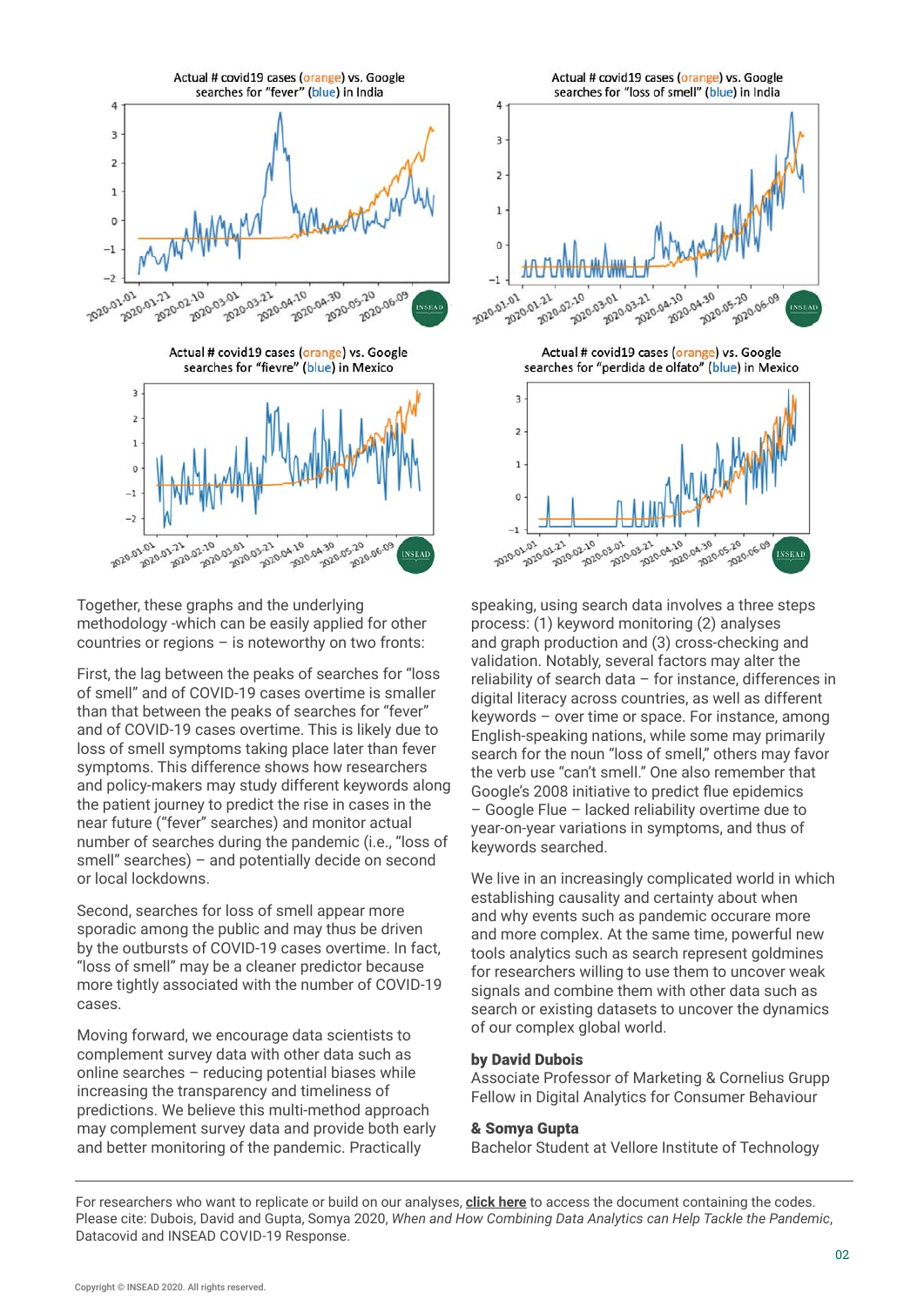Actual # covid19 cases (orange) vs. Google searches for "fever" (blue) in India

4
3
2
1
0
−1
−2

2020-01-01 2020-01-21 2020-02-10 2020-03-01 2020-03-21 2020-04-10 2020-04-30 2020-05-20 2020-06-09

INSEAD

Actual # covid19 cases (orange) vs. Google searches for "loss of smell" (blue) in India

4
3
2
1
0
−1

2020-01-01 2020-01-21 2020-02-10 2020-03-01 2020-03-21 2020-04-10 2020-04-30 2020-05-20 2020-06-09

INSEAD

Actual # covid19 cases (orange) vs. Google searches for "fievre" (blue) in Mexico

3
2
1
0
−1
−2

2020-01-01 2020-01-21 2020-02-10 2020-03-01 2020-03-21 2020-04-10 2020-04-30 2020-05-20 2020-06-09

INSEAD

Actual # covid19 cases (orange) vs. Google searches for "perdida de olfato" (blue) in Mexico

3
2
1
0
−1

2020-01-01 2020-01-21 2020-02-10 2020-03-01 2020-03-21 2020-04-10 2020-04-30 2020-05-20 2020-06-09

INSEAD

Together, these graphs and the underlying methodology -which can be easily applied for other countries or regions – is noteworthy on two fronts:

First, the lag between the peaks of searches for "loss of smell" and of COVID-19 cases overtime is smaller than that between the peaks of searches for "fever" and of COVID-19 cases overtime. This is likely due to loss of smell symptoms taking place later than fever symptoms. This difference shows how researchers and policy-makers may study different keywords along the patient journey to predict the rise in cases in the near future ("fever" searches) and monitor actual number of searches during the pandemic (i.e., "loss of smell" searches) – and potentially decide on second or local lockdowns.

Second, searches for loss of smell appear more sporadic among the public and may thus be driven by the outbursts of COVID-19 cases overtime. In fact, "loss of smell" may be a cleaner predictor because more tightly associated with the number of COVID-19 cases.

Moving forward, we encourage data scientists to complement survey data with other data such as online searches – reducing potential biases while increasing the transparency and timeliness of predictions. We believe this multi-method approach may complement survey data and provide both early and better monitoring of the pandemic. Practically speaking, using search data involves a three steps process: (1) keyword monitoring (2) analyses and graph production and (3) cross-checking and validation. Notably, several factors may alter the reliability of search data – for instance, differences in digital literacy across countries, as well as different keywords – over time or space. For instance, among English-speaking nations, while some may primarily search for the noun "loss of smell," others may favor the verb use "can't smell." One also remember that Google's 2008 initiative to predict flue epidemics – Google Flue – lacked reliability overtime due to year-on-year variations in symptoms, and thus of keywords searched.

We live in an increasingly complicated world in which establishing causality and certainty about when and why events such as pandemic occurare more and more complex. At the same time, powerful new tools analytics such as search represent goldmines for researchers willing to use them to uncover weak signals and combine them with other data such as search or existing datasets to uncover the dynamics of our complex global world.

**by David Dubois**
Associate Professor of Marketing & Cornelius Grupp Fellow in Digital Analytics for Consumer Behaviour

**& Somya Gupta**
Bachelor Student at Vellore Institute of Technology

---

For researchers who want to replicate or build on our analyses, **click here** to access the document containing the codes. Please cite: Dubois, David and Gupta, Somya 2020, *When and How Combining Data Analytics can Help Tackle the Pandemic*, Datacovid and INSEAD COVID-19 Response.

Copyright © INSEAD 2020. All rights reserved.